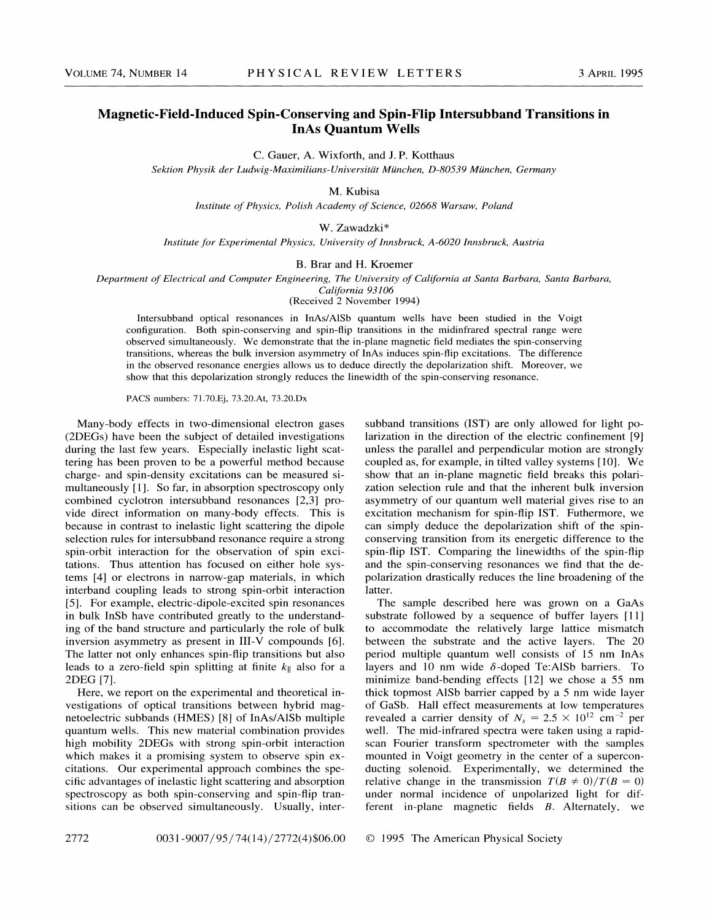# Magnetic-Field-Induced Spin-Conserving and Spin-Flip Intersubband Transitions in InAs Quantum Wells

C. Gauer, A. Wixforth, and J. P. Kotthaus

*Sektion Physik der Ludwig-Maximilians-Universität München, D-80539 München, Germany*

M. Kubisa

*Institute of Physics, Polish Academy of Science, 02668 Warsaw, Poland*

W. Zawadzki*

*Institute for Experimental Physics, University of Innsbruck, A-6020 Innsbruck, Austria*

B. Brar and H. Kroemer

*Department of Electrical and Computer Engineering, The University of California at Santa Barbara, Santa Barbara, California 93106*

(Received 2 November 1994)

Intersubband optical resonances in InAs/AlSb quantum wells have been studied in the Voigt configuration. Both spin-conserving and spin-flip transitions in the midinfrared spectral range were observed simultaneously. We demonstrate that the in-plane magnetic field mediates the spin-conserving transitions, whereas the bulk inversion asymmetry of InAs induces spin-flip excitations. The difference in the observed resonance energies allows us to deduce directly the depolarization shift. Moreover, we show that this depolarization strongly reduces the linewidth of the spin-conserving resonance.

PACS numbers: 71.70.Ej, 73.20.At, 73.20.Dx

Many-body effects in two-dimensional electron gases (2DEGs) have been the subject of detailed investigations during the last few years. Especially inelastic light scattering has been proven to be a powerful method because charge- and spin-density excitations can be measured simultaneously [1]. So far, in absorption spectroscopy only combined cyclotron intersubband resonances [2,3] provide direct information on many-body effects. This is because in contrast to inelastic light scattering the dipole selection rules for intersubband resonance require a strong spin-orbit interaction for the observation of spin excitations. Thus attention has focused on either hole systems [4] or electrons in narrow-gap materials, in which interband coupling leads to strong spin-orbit interaction [5]. For example, electric-dipole-excited spin resonances in bulk InSb have contributed greatly to the understanding of the band structure and particularly the role of bulk inversion asymmetry as present in III-V compounds [6]. The latter not only enhances spin-flip transitions but also leads to a zero-field spin splitting at finite $k_{\|}$ also for a 2DEG [7].

Here, we report on the experimental and theoretical investigations of optical transitions between hybrid magnetoelectric subbands (HMES) [8] of InAs/AlSb multiple quantum wells. This new material combination provides high mobility 2DEGs with strong spin-orbit interaction which makes it a promising system to observe spin excitations. Our experimental approach combines the specific advantages of inelastic light scattering and absorption spectroscopy as both spin-conserving and spin-flip transitions can be observed simultaneously. Usually, intersubband transitions (IST) are only allowed for light polarization in the direction of the electric confinement [9] unless the parallel and perpendicular motion are strongly coupled as, for example, in tilted valley systems [10]. We show that an in-plane magnetic field breaks this polarization selection rule and that the inherent bulk inversion asymmetry of our quantum well material gives rise to an excitation mechanism for spin-flip IST. Futhermore, we can simply deduce the depolarization shift of the spin-conserving transition from its energetic difference to the spin-flip IST. Comparing the linewidths of the spin-flip and the spin-conserving resonances we find that the depolarization drastically reduces the line broadening of the latter.

The sample described here was grown on a GaAs substrate followed by a sequence of buffer layers [11] to accommodate the relatively large lattice mismatch between the substrate and the active layers. The 20 period multiple quantum well consists of 15 nm InAs layers and 10 nm wide $\delta$-doped Te:AlSb barriers. To minimize band-bending effects [12] we chose a 55 nm thick topmost AlSb barrier capped by a 5 nm wide layer of GaSb. Hall effect measurements at low temperatures revealed a carrier density of $N_s = 2.5 \times 10^{12}$ cm$^{-2}$ per well. The mid-infrared spectra were taken using a rapid-scan Fourier transform spectrometer with the samples mounted in Voigt geometry in the center of a superconducting solenoid. Experimentally, we determined the relative change in the transmission $T(B \neq 0)/T(B = 0)$ under normal incidence of unpolarized light for different in-plane magnetic fields $B$. Alternately, we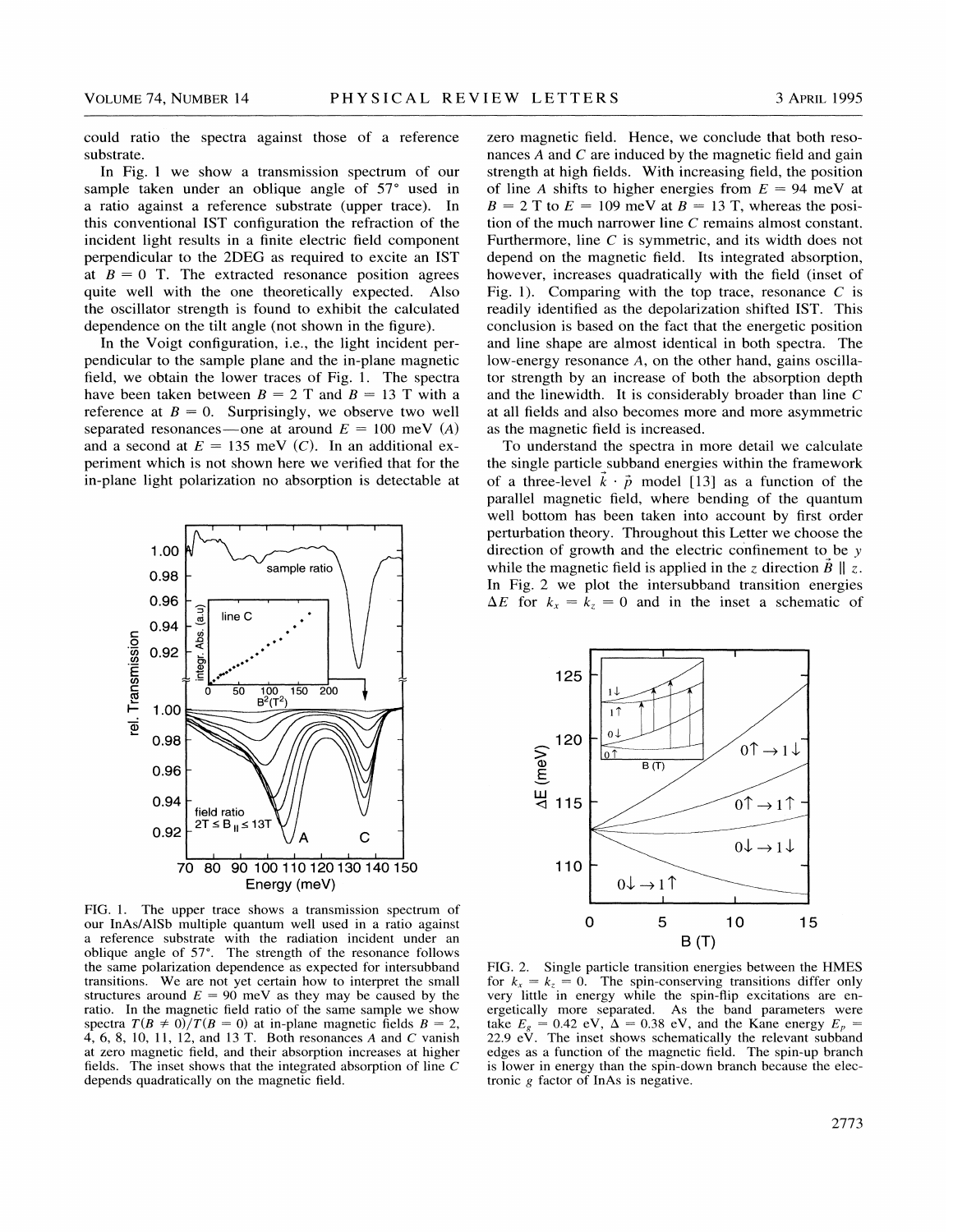could ratio the spectra against those of a reference substrate.

In Fig. 1 we show a transmission spectrum of our sample taken under an oblique angle of 57° used in a ratio against a reference substrate (upper trace). In this conventional IST configuration the refraction of the incident light results in a finite electric field component perpendicular to the 2DEG as required to excite an IST at $B = 0$ T. The extracted resonance position agrees quite well with the one theoretically expected. Also the oscillator strength is found to exhibit the calculated dependence on the tilt angle (not shown in the figure).

In the Voigt configuration, i.e., the light incident perpendicular to the sample plane and the in-plane magnetic field, we obtain the lower traces of Fig. 1. The spectra have been taken between $B = 2$ T and $B = 13$ T with a reference at $B = 0$. Surprisingly, we observe two well separated resonances—one at around $E = 100$ meV ($A$) and a second at $E = 135$ meV ($C$). In an additional experiment which is not shown here we verified that for the in-plane light polarization no absorption is detectable at zero magnetic field. Hence, we conclude that both resonances $A$ and $C$ are induced by the magnetic field and gain strength at high fields. With increasing field, the position of line $A$ shifts to higher energies from $E = 94$ meV at $B = 2$ T to $E = 109$ meV at $B = 13$ T, whereas the position of the much narrower line $C$ remains almost constant. Furthermore, line $C$ is symmetric, and its width does not depend on the magnetic field. Its integrated absorption, however, increases quadratically with the field (inset of Fig. 1). Comparing with the top trace, resonance $C$ is readily identified as the depolarization shifted IST. This conclusion is based on the fact that the energetic position and line shape are almost identical in both spectra. The low-energy resonance $A$, on the other hand, gains oscillator strength by an increase of both the absorption depth and the linewidth. It is considerably broader than line $C$ at all fields and also becomes more and more asymmetric as the magnetic field is increased.

FIG. 1. The upper trace shows a transmission spectrum of our InAs/AlSb multiple quantum well used in a ratio against a reference substrate with the radiation incident under an oblique angle of 57°. The strength of the resonance follows the same polarization dependence as expected for intersubband transitions. We are not yet certain how to interpret the small structures around $E = 90$ meV as they may be caused by the ratio. In the magnetic field ratio of the same sample we show spectra $T(B \neq 0)/T(B = 0)$ at in-plane magnetic fields $B = 2$, 4, 6, 8, 10, 11, 12, and 13 T. Both resonances $A$ and $C$ vanish at zero magnetic field, and their absorption increases at higher fields. The inset shows that the integrated absorption of line $C$ depends quadratically on the magnetic field.

To understand the spectra in more detail we calculate the single particle subband energies within the framework of a three-level $\vec{k} \cdot \vec{p}$ model [13] as a function of the parallel magnetic field, where bending of the quantum well bottom has been taken into account by first order perturbation theory. Throughout this Letter we choose the direction of growth and the electric confinement to be $y$ while the magnetic field is applied in the $z$ direction $\vec{B} \parallel z$. In Fig. 2 we plot the intersubband transition energies $\Delta E$ for $k_x = k_z = 0$ and in the inset a schematic of

FIG. 2. Single particle transition energies between the HMES for $k_x = k_z = 0$. The spin-conserving transitions differ only very little in energy while the spin-flip excitations are energetically more separated. As the band parameters were take $E_g = 0.42$ eV, $\Delta = 0.38$ eV, and the Kane energy $E_P = 22.9$ eV. The inset shows schematically the relevant subband edges as a function of the magnetic field. The spin-up branch is lower in energy than the spin-down branch because the electronic $g$ factor of InAs is negative.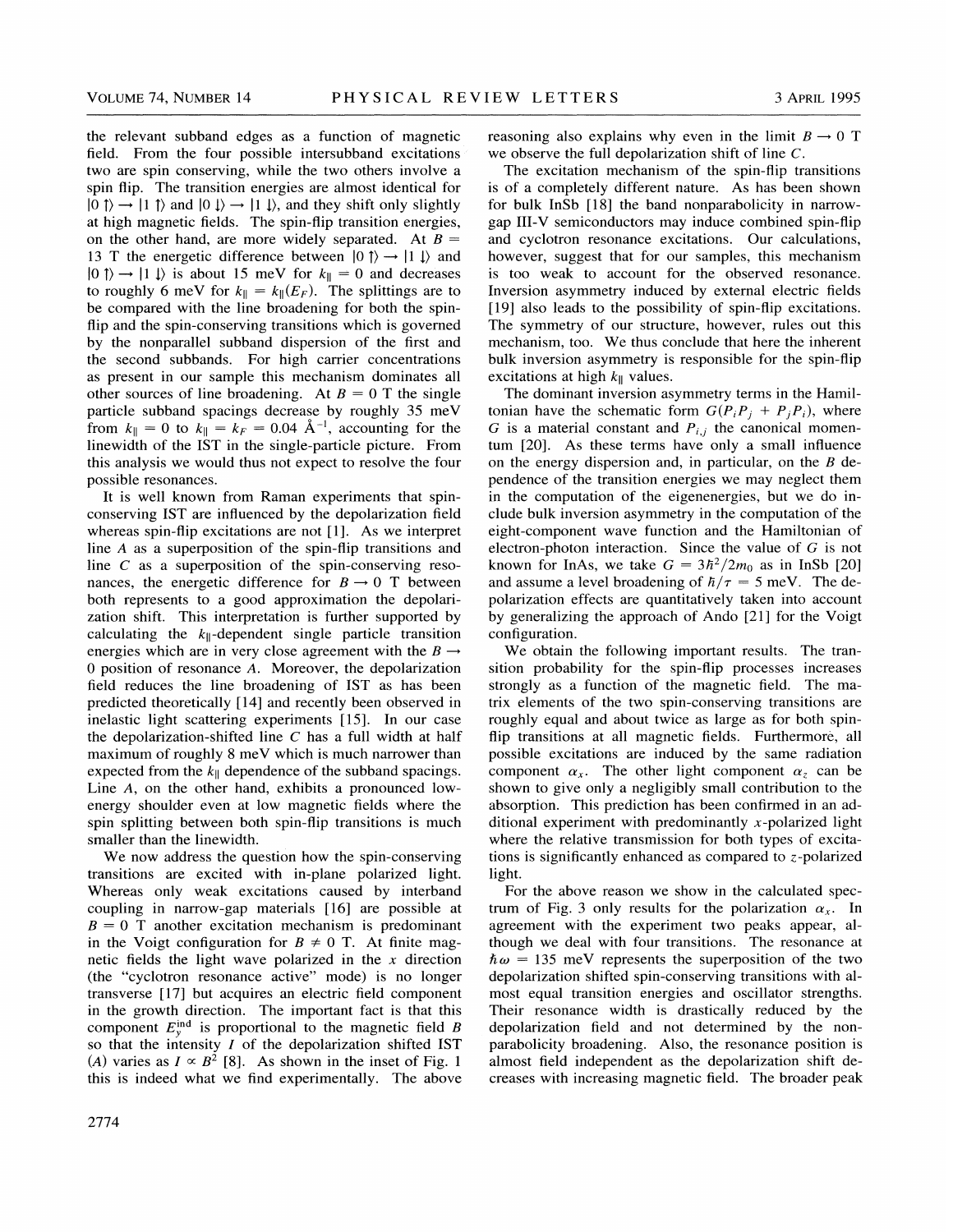the relevant subband edges as a function of magnetic field. From the four possible intersubband excitations two are spin conserving, while the two others involve a spin flip. The transition energies are almost identical for $|0\uparrow\rangle \rightarrow |1\uparrow\rangle$ and $|0\downarrow\rangle \rightarrow |1\downarrow\rangle$, and they shift only slightly at high magnetic fields. The spin-flip transition energies, on the other hand, are more widely separated. At $B = 13$ T the energetic difference between $|0\uparrow\rangle \rightarrow |1\downarrow\rangle$ and $|0\uparrow\rangle \rightarrow |1\downarrow\rangle$ is about 15 meV for $k_{\parallel} = 0$ and decreases to roughly 6 meV for $k_{\parallel} = k_{\parallel}(E_F)$. The splittings are to be compared with the line broadening for both the spin-flip and the spin-conserving transitions which is governed by the nonparallel subband dispersion of the first and the second subbands. For high carrier concentrations as present in our sample this mechanism dominates all other sources of line broadening. At $B = 0$ T the single particle subband spacings decrease by roughly 35 meV from $k_{\parallel} = 0$ to $k_{\parallel} = k_F = 0.04$ Å$^{-1}$, accounting for the linewidth of the IST in the single-particle picture. From this analysis we would thus not expect to resolve the four possible resonances.

It is well known from Raman experiments that spin-conserving IST are influenced by the depolarization field whereas spin-flip excitations are not [1]. As we interpret line $A$ as a superposition of the spin-flip transitions and line $C$ as a superposition of the spin-conserving resonances, the energetic difference for $B \rightarrow 0$ T between both represents to a good approximation the depolarization shift. This interpretation is further supported by calculating the $k_{\parallel}$-dependent single particle transition energies which are in very close agreement with the $B \rightarrow 0$ position of resonance $A$. Moreover, the depolarization field reduces the line broadening of IST as has been predicted theoretically [14] and recently been observed in inelastic light scattering experiments [15]. In our case the depolarization-shifted line $C$ has a full width at half maximum of roughly 8 meV which is much narrower than expected from the $k_{\parallel}$ dependence of the subband spacings. Line $A$, on the other hand, exhibits a pronounced low-energy shoulder even at low magnetic fields where the spin splitting between both spin-flip transitions is much smaller than the linewidth.

We now address the question how the spin-conserving transitions are excited with in-plane polarized light. Whereas only weak excitations caused by interband coupling in narrow-gap materials [16] are possible at $B = 0$ T another excitation mechanism is predominant in the Voigt configuration for $B \neq 0$ T. At finite magnetic fields the light wave polarized in the $x$ direction (the "cyclotron resonance active" mode) is no longer transverse [17] but acquires an electric field component in the growth direction. The important fact is that this component $E_y^{\mathrm{ind}}$ is proportional to the magnetic field $B$ so that the intensity $I$ of the depolarization shifted IST ($A$) varies as $I \propto B^2$ [8]. As shown in the inset of Fig. 1 this is indeed what we find experimentally. The above reasoning also explains why even in the limit $B \rightarrow 0$ T we observe the full depolarization shift of line $C$.

The excitation mechanism of the spin-flip transitions is of a completely different nature. As has been shown for bulk InSb [18] the band nonparabolicity in narrow-gap III-V semiconductors may induce combined spin-flip and cyclotron resonance excitations. Our calculations, however, suggest that for our samples, this mechanism is too weak to account for the observed resonance. Inversion asymmetry induced by external electric fields [19] also leads to the possibility of spin-flip excitations. The symmetry of our structure, however, rules out this mechanism, too. We thus conclude that here the inherent bulk inversion asymmetry is responsible for the spin-flip excitations at high $k_{\parallel}$ values.

The dominant inversion asymmetry terms in the Hamiltonian have the schematic form $G(P_iP_j + P_jP_i)$, where $G$ is a material constant and $P_{i,j}$ the canonical momentum [20]. As these terms have only a small influence on the energy dispersion and, in particular, on the $B$ dependence of the transition energies we may neglect them in the computation of the eigenenergies, but we do include bulk inversion asymmetry in the computation of the eight-component wave function and the Hamiltonian of electron-photon interaction. Since the value of $G$ is not known for InAs, we take $G = 3\hbar^2/2m_0$ as in InSb [20] and assume a level broadening of $\hbar/\tau = 5$ meV. The depolarization effects are quantitatively taken into account by generalizing the approach of Ando [21] for the Voigt configuration.

We obtain the following important results. The transition probability for the spin-flip processes increases strongly as a function of the magnetic field. The matrix elements of the two spin-conserving transitions are roughly equal and about twice as large as for both spin-flip transitions at all magnetic fields. Furthermore, all possible excitations are induced by the same radiation component $\alpha_x$. The other light component $\alpha_z$ can be shown to give only a negligibly small contribution to the absorption. This prediction has been confirmed in an additional experiment with predominantly $x$-polarized light where the relative transmission for both types of excitations is significantly enhanced as compared to $z$-polarized light.

For the above reason we show in the calculated spectrum of Fig. 3 only results for the polarization $\alpha_x$. In agreement with the experiment two peaks appear, although we deal with four transitions. The resonance at $\hbar\omega = 135$ meV represents the superposition of the two depolarization shifted spin-conserving transitions with almost equal transition energies and oscillator strengths. Their resonance width is drastically reduced by the depolarization field and not determined by the nonparabolicity broadening. Also, the resonance position is almost field independent as the depolarization shift decreases with increasing magnetic field. The broader peak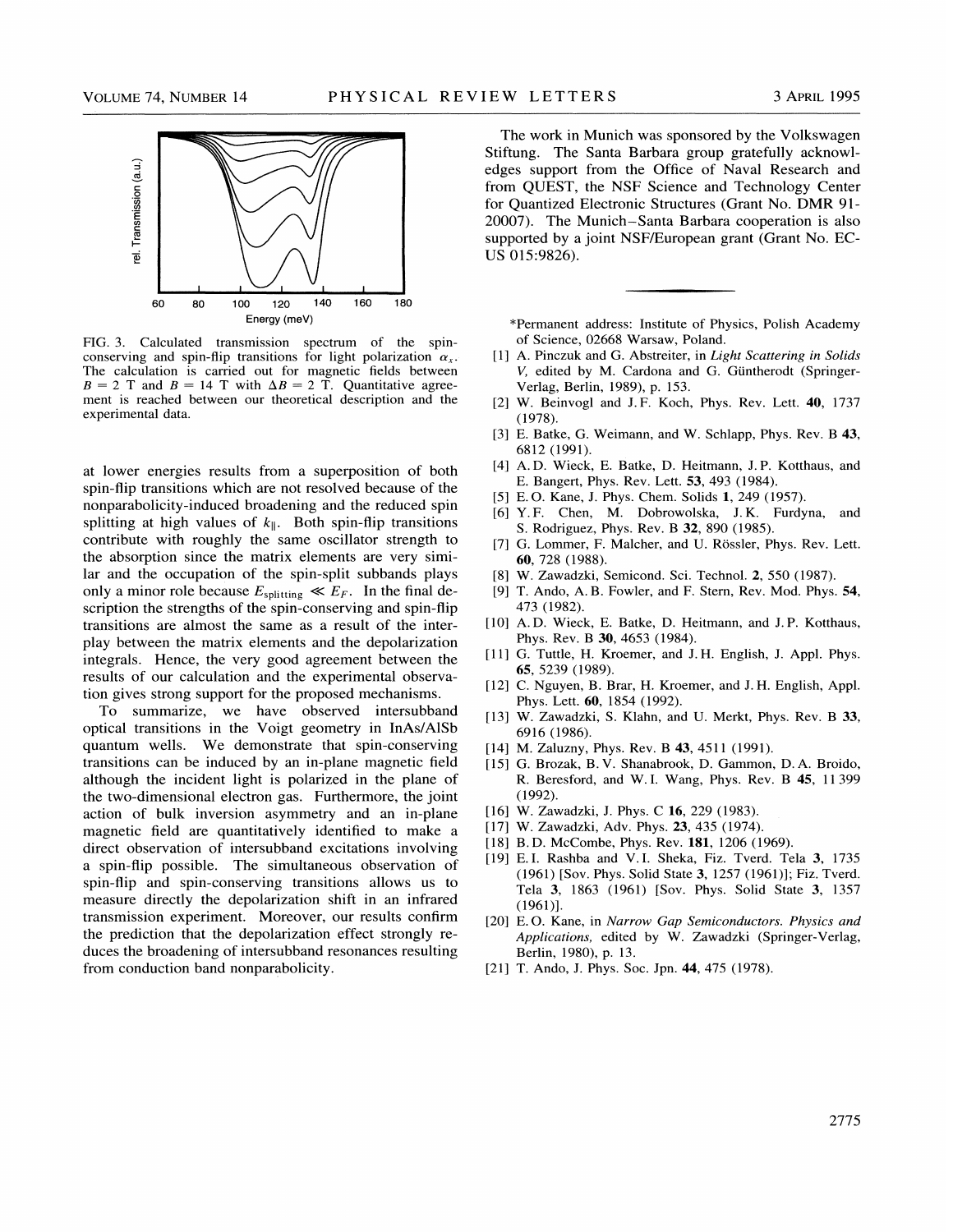rel. Transmission (a.u.)

60 80 100 120 140 160 180

Energy (meV)

FIG. 3. Calculated transmission spectrum of the spin-conserving and spin-flip transitions for light polarization $\alpha_x$. The calculation is carried out for magnetic fields between $B = 2$ T and $B = 14$ T with $\Delta B = 2$ T. Quantitative agreement is reached between our theoretical description and the experimental data.

at lower energies results from a superposition of both spin-flip transitions which are not resolved because of the nonparabolicity-induced broadening and the reduced spin splitting at high values of $k_{\|}$. Both spin-flip transitions contribute with roughly the same oscillator strength to the absorption since the matrix elements are very similar and the occupation of the spin-split subbands plays only a minor role because $E_{\text{splitting}} \ll E_F$. In the final description the strengths of the spin-conserving and spin-flip transitions are almost the same as a result of the interplay between the matrix elements and the depolarization integrals. Hence, the very good agreement between the results of our calculation and the experimental observation gives strong support for the proposed mechanisms.

To summarize, we have observed intersubband optical transitions in the Voigt geometry in InAs/AlSb quantum wells. We demonstrate that spin-conserving transitions can be induced by an in-plane magnetic field although the incident light is polarized in the plane of the two-dimensional electron gas. Furthermore, the joint action of bulk inversion asymmetry and an in-plane magnetic field are quantitatively identified to make a direct observation of intersubband excitations involving a spin-flip possible. The simultaneous observation of spin-flip and spin-conserving transitions allows us to measure directly the depolarization shift in an infrared transmission experiment. Moreover, our results confirm the prediction that the depolarization effect strongly reduces the broadening of intersubband resonances resulting from conduction band nonparabolicity.

The work in Munich was sponsored by the Volkswagen Stiftung. The Santa Barbara group gratefully acknowledges support from the Office of Naval Research and from QUEST, the NSF Science and Technology Center for Quantized Electronic Structures (Grant No. DMR 91-20007). The Munich–Santa Barbara cooperation is also supported by a joint NSF/European grant (Grant No. EC-US 015:9826).

*Permanent address: Institute of Physics, Polish Academy of Science, 02668 Warsaw, Poland.

[1] A. Pinczuk and G. Abstreiter, in *Light Scattering in Solids V*, edited by M. Cardona and G. Güntherodt (Springer-Verlag, Berlin, 1989), p. 153.

[2] W. Beinvogl and J. F. Koch, Phys. Rev. Lett. **40**, 1737 (1978).

[3] E. Batke, G. Weimann, and W. Schlapp, Phys. Rev. B **43**, 6812 (1991).

[4] A. D. Wieck, E. Batke, D. Heitmann, J. P. Kotthaus, and E. Bangert, Phys. Rev. Lett. **53**, 493 (1984).

[5] E. O. Kane, J. Phys. Chem. Solids **1**, 249 (1957).

[6] Y. F. Chen, M. Dobrowolska, J. K. Furdyna, and S. Rodriguez, Phys. Rev. B **32**, 890 (1985).

[7] G. Lommer, F. Malcher, and U. Rössler, Phys. Rev. Lett. **60**, 728 (1988).

[8] W. Zawadzki, Semicond. Sci. Technol. **2**, 550 (1987).

[9] T. Ando, A. B. Fowler, and F. Stern, Rev. Mod. Phys. **54**, 473 (1982).

[10] A. D. Wieck, E. Batke, D. Heitmann, and J. P. Kotthaus, Phys. Rev. B **30**, 4653 (1984).

[11] G. Tuttle, H. Kroemer, and J. H. English, J. Appl. Phys. **65**, 5239 (1989).

[12] C. Nguyen, B. Brar, H. Kroemer, and J. H. English, Appl. Phys. Lett. **60**, 1854 (1992).

[13] W. Zawadzki, S. Klahn, and U. Merkt, Phys. Rev. B **33**, 6916 (1986).

[14] M. Zaluzny, Phys. Rev. B **43**, 4511 (1991).

[15] G. Brozak, B. V. Shanabrook, D. Gammon, D. A. Broido, R. Beresford, and W. I. Wang, Phys. Rev. B **45**, 11 399 (1992).

[16] W. Zawadzki, J. Phys. C **16**, 229 (1983).

[17] W. Zawadzki, Adv. Phys. **23**, 435 (1974).

[18] B. D. McCombe, Phys. Rev. **181**, 1206 (1969).

[19] E. I. Rashba and V. I. Sheka, Fiz. Tverd. Tela **3**, 1735 (1961) [Sov. Phys. Solid State **3**, 1257 (1961)]; Fiz. Tverd. Tela **3**, 1863 (1961) [Sov. Phys. Solid State **3**, 1357 (1961)].

[20] E. O. Kane, in *Narrow Gap Semiconductors. Physics and Applications,* edited by W. Zawadzki (Springer-Verlag, Berlin, 1980), p. 13.

[21] T. Ando, J. Phys. Soc. Jpn. **44**, 475 (1978).